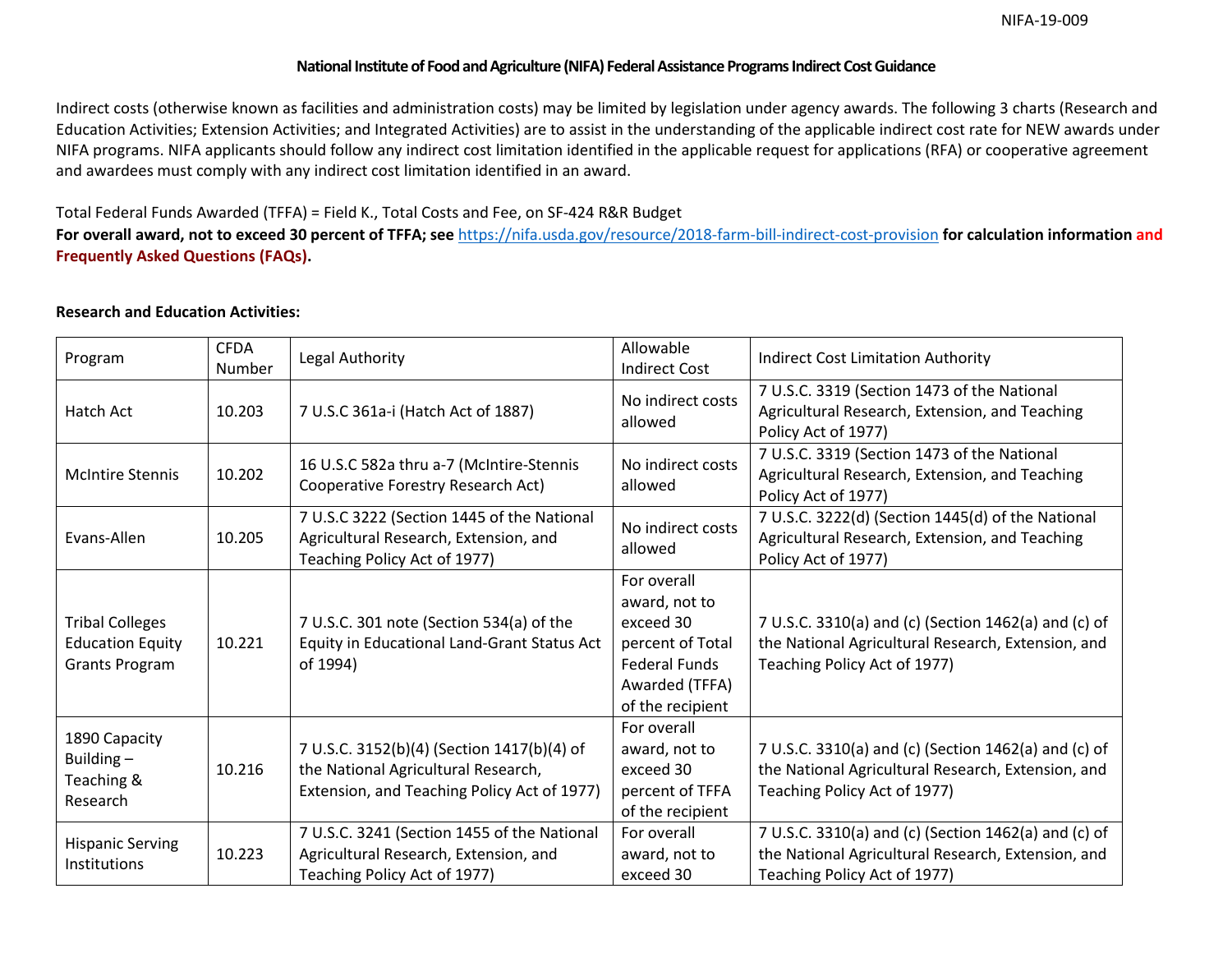NIFA-19-009

# National Institute of Food and Agriculture (NIFA) Federal Assistance Programs Indirect Cost Guidance

Indirect costs (otherwise known as facilities and administration costs) may be limited by legislation under agency awards. The following 3 charts (Research and Education Activities; Extension Activities; and Integrated Activities) are to assist in the understanding of the applicable indirect cost rate for NEW awards under NIFA programs. NIFA applicants should follow any indirect cost limitation identified in the applicable request for applications (RFA) or cooperative agreement and awardees must comply with any indirect cost limitation identified in an award.

Total Federal Funds Awarded (TFFA) = Field K., Total Costs and Fee, on SF-424 R&R Budget

**For overall award, not to exceed 30 percent of TFFA; see https://nifa.usda.gov/resource/2018-farm-bill-indirect-cost-provision for calculation information and Frequently Asked Questions (FAQs).**

**Research and Education Activities:**

| Program | CFDA Number | Legal Authority | Allowable Indirect Cost | Indirect Cost Limitation Authority |
|---|---|---|---|---|
| Hatch Act | 10.203 | 7 U.S.C 361a-i (Hatch Act of 1887) | No indirect costs allowed | 7 U.S.C. 3319 (Section 1473 of the National Agricultural Research, Extension, and Teaching Policy Act of 1977) |
| McIntire Stennis | 10.202 | 16 U.S.C 582a thru a-7 (McIntire-Stennis Cooperative Forestry Research Act) | No indirect costs allowed | 7 U.S.C. 3319 (Section 1473 of the National Agricultural Research, Extension, and Teaching Policy Act of 1977) |
| Evans-Allen | 10.205 | 7 U.S.C 3222 (Section 1445 of the National Agricultural Research, Extension, and Teaching Policy Act of 1977) | No indirect costs allowed | 7 U.S.C. 3222(d) (Section 1445(d) of the National Agricultural Research, Extension, and Teaching Policy Act of 1977) |
| Tribal Colleges Education Equity Grants Program | 10.221 | 7 U.S.C. 301 note (Section 534(a) of the Equity in Educational Land-Grant Status Act of 1994) | For overall award, not to exceed 30 percent of Total Federal Funds Awarded (TFFA) of the recipient | 7 U.S.C. 3310(a) and (c) (Section 1462(a) and (c) of the National Agricultural Research, Extension, and Teaching Policy Act of 1977) |
| 1890 Capacity Building – Teaching & Research | 10.216 | 7 U.S.C. 3152(b)(4) (Section 1417(b)(4) of the National Agricultural Research, Extension, and Teaching Policy Act of 1977) | For overall award, not to exceed 30 percent of TFFA of the recipient | 7 U.S.C. 3310(a) and (c) (Section 1462(a) and (c) of the National Agricultural Research, Extension, and Teaching Policy Act of 1977) |
| Hispanic Serving Institutions | 10.223 | 7 U.S.C. 3241 (Section 1455 of the National Agricultural Research, Extension, and Teaching Policy Act of 1977) | For overall award, not to exceed 30 | 7 U.S.C. 3310(a) and (c) (Section 1462(a) and (c) of the National Agricultural Research, Extension, and Teaching Policy Act of 1977) |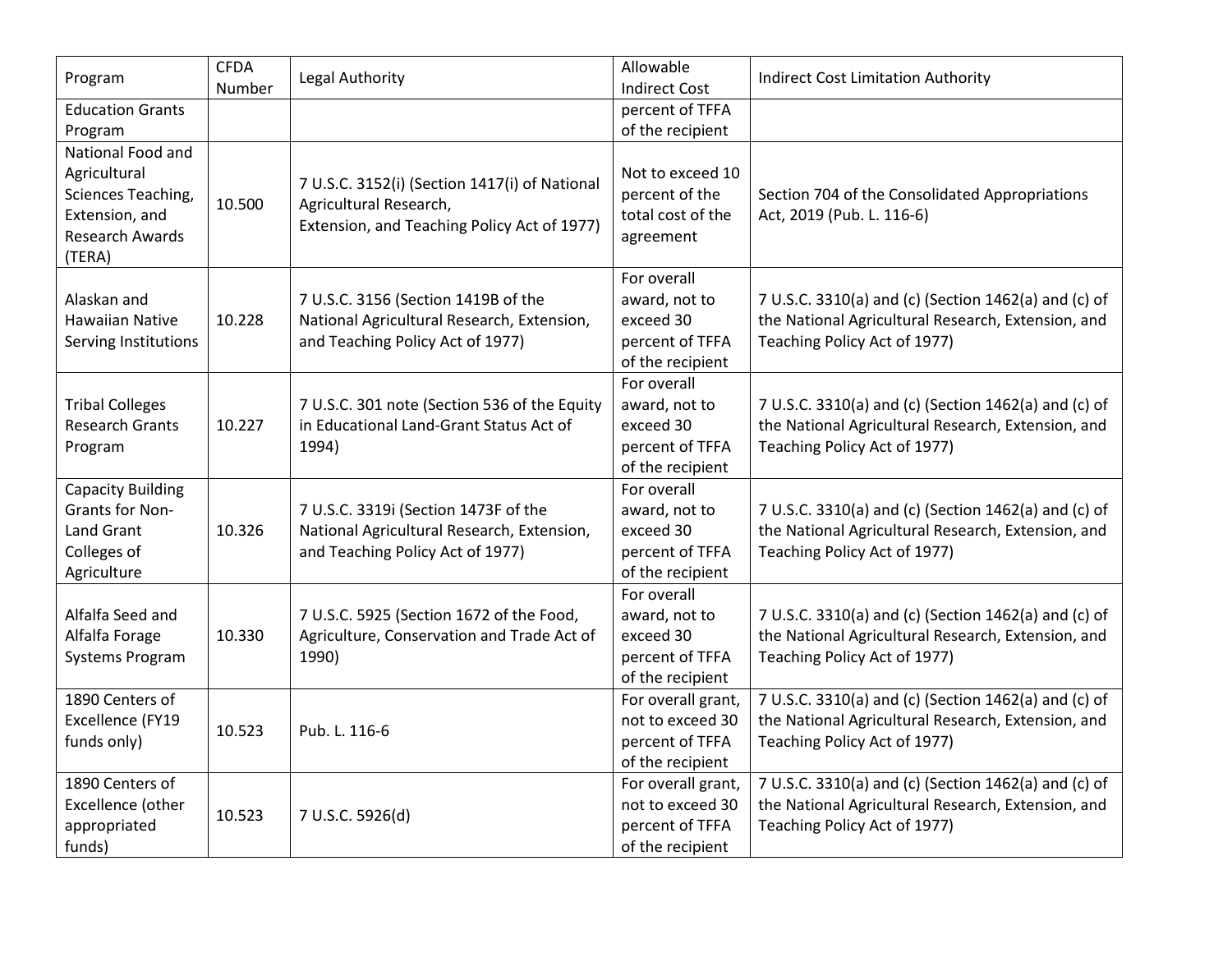| Program | CFDA Number | Legal Authority | Allowable Indirect Cost | Indirect Cost Limitation Authority |
| --- | --- | --- | --- | --- |
| Education Grants Program | | | percent of TFFA of the recipient | |
| National Food and Agricultural Sciences Teaching, Extension, and Research Awards (TERA) | 10.500 | 7 U.S.C. 3152(i) (Section 1417(i) of National Agricultural Research, Extension, and Teaching Policy Act of 1977) | Not to exceed 10 percent of the total cost of the agreement | Section 704 of the Consolidated Appropriations Act, 2019 (Pub. L. 116-6) |
| Alaskan and Hawaiian Native Serving Institutions | 10.228 | 7 U.S.C. 3156 (Section 1419B of the National Agricultural Research, Extension, and Teaching Policy Act of 1977) | For overall award, not to exceed 30 percent of TFFA of the recipient | 7 U.S.C. 3310(a) and (c) (Section 1462(a) and (c) of the National Agricultural Research, Extension, and Teaching Policy Act of 1977) |
| Tribal Colleges Research Grants Program | 10.227 | 7 U.S.C. 301 note (Section 536 of the Equity in Educational Land-Grant Status Act of 1994) | For overall award, not to exceed 30 percent of TFFA of the recipient | 7 U.S.C. 3310(a) and (c) (Section 1462(a) and (c) of the National Agricultural Research, Extension, and Teaching Policy Act of 1977) |
| Capacity Building Grants for Non-Land Grant Colleges of Agriculture | 10.326 | 7 U.S.C. 3319i (Section 1473F of the National Agricultural Research, Extension, and Teaching Policy Act of 1977) | For overall award, not to exceed 30 percent of TFFA of the recipient | 7 U.S.C. 3310(a) and (c) (Section 1462(a) and (c) of the National Agricultural Research, Extension, and Teaching Policy Act of 1977) |
| Alfalfa Seed and Alfalfa Forage Systems Program | 10.330 | 7 U.S.C. 5925 (Section 1672 of the Food, Agriculture, Conservation and Trade Act of 1990) | For overall award, not to exceed 30 percent of TFFA of the recipient | 7 U.S.C. 3310(a) and (c) (Section 1462(a) and (c) of the National Agricultural Research, Extension, and Teaching Policy Act of 1977) |
| 1890 Centers of Excellence (FY19 funds only) | 10.523 | Pub. L. 116-6 | For overall grant, not to exceed 30 percent of TFFA of the recipient | 7 U.S.C. 3310(a) and (c) (Section 1462(a) and (c) of the National Agricultural Research, Extension, and Teaching Policy Act of 1977) |
| 1890 Centers of Excellence (other appropriated funds) | 10.523 | 7 U.S.C. 5926(d) | For overall grant, not to exceed 30 percent of TFFA of the recipient | 7 U.S.C. 3310(a) and (c) (Section 1462(a) and (c) of the National Agricultural Research, Extension, and Teaching Policy Act of 1977) |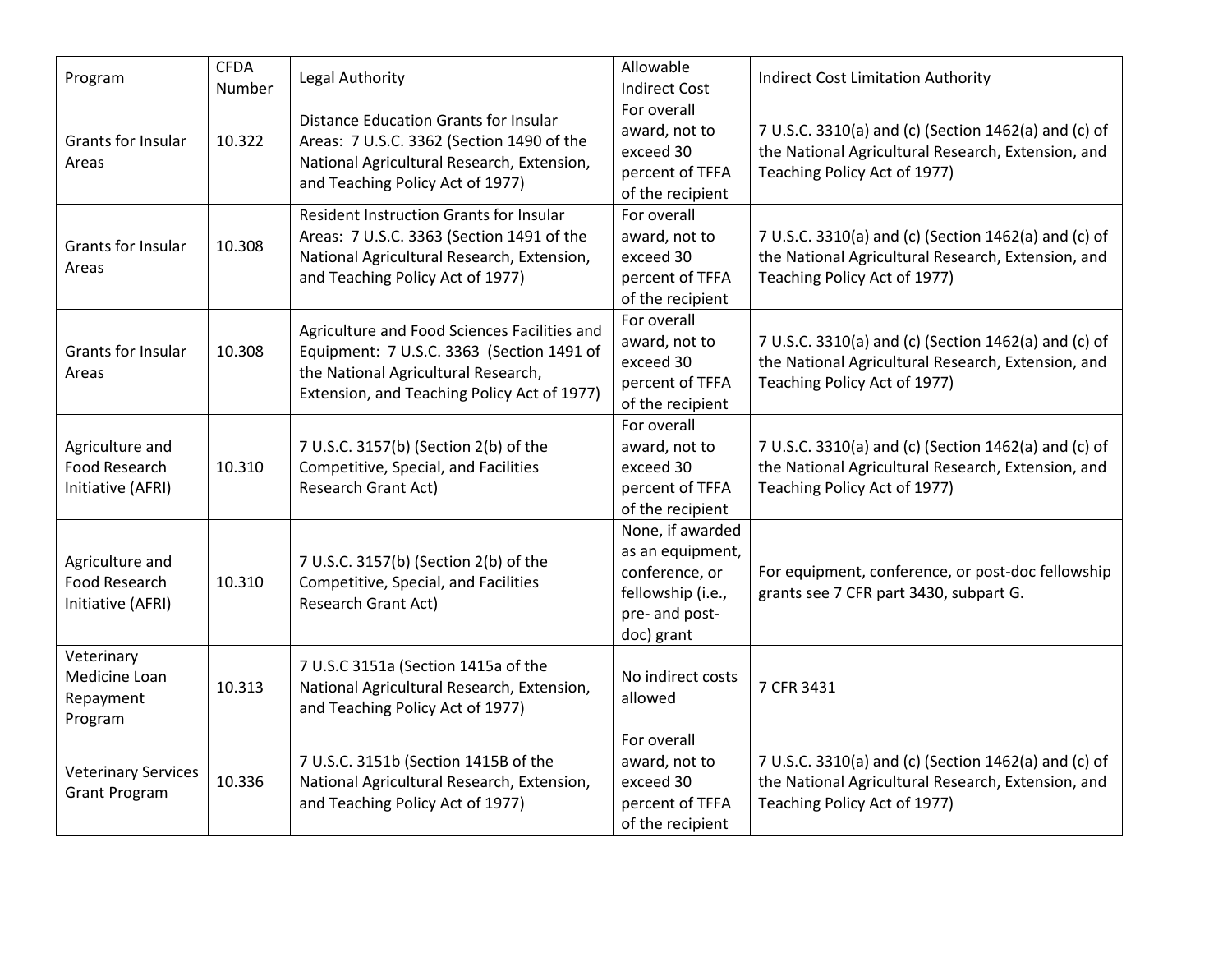| Program | CFDA Number | Legal Authority | Allowable Indirect Cost | Indirect Cost Limitation Authority |
| --- | --- | --- | --- | --- |
| Grants for Insular Areas | 10.322 | Distance Education Grants for Insular Areas: 7 U.S.C. 3362 (Section 1490 of the National Agricultural Research, Extension, and Teaching Policy Act of 1977) | For overall award, not to exceed 30 percent of TFFA of the recipient | 7 U.S.C. 3310(a) and (c) (Section 1462(a) and (c) of the National Agricultural Research, Extension, and Teaching Policy Act of 1977) |
| Grants for Insular Areas | 10.308 | Resident Instruction Grants for Insular Areas: 7 U.S.C. 3363 (Section 1491 of the National Agricultural Research, Extension, and Teaching Policy Act of 1977) | For overall award, not to exceed 30 percent of TFFA of the recipient | 7 U.S.C. 3310(a) and (c) (Section 1462(a) and (c) of the National Agricultural Research, Extension, and Teaching Policy Act of 1977) |
| Grants for Insular Areas | 10.308 | Agriculture and Food Sciences Facilities and Equipment: 7 U.S.C. 3363 (Section 1491 of the National Agricultural Research, Extension, and Teaching Policy Act of 1977) | For overall award, not to exceed 30 percent of TFFA of the recipient | 7 U.S.C. 3310(a) and (c) (Section 1462(a) and (c) of the National Agricultural Research, Extension, and Teaching Policy Act of 1977) |
| Agriculture and Food Research Initiative (AFRI) | 10.310 | 7 U.S.C. 3157(b) (Section 2(b) of the Competitive, Special, and Facilities Research Grant Act) | For overall award, not to exceed 30 percent of TFFA of the recipient | 7 U.S.C. 3310(a) and (c) (Section 1462(a) and (c) of the National Agricultural Research, Extension, and Teaching Policy Act of 1977) |
| Agriculture and Food Research Initiative (AFRI) | 10.310 | 7 U.S.C. 3157(b) (Section 2(b) of the Competitive, Special, and Facilities Research Grant Act) | None, if awarded as an equipment, conference, or fellowship (i.e., pre- and post-doc) grant | For equipment, conference, or post-doc fellowship grants see 7 CFR part 3430, subpart G. |
| Veterinary Medicine Loan Repayment Program | 10.313 | 7 U.S.C 3151a (Section 1415a of the National Agricultural Research, Extension, and Teaching Policy Act of 1977) | No indirect costs allowed | 7 CFR 3431 |
| Veterinary Services Grant Program | 10.336 | 7 U.S.C. 3151b (Section 1415B of the National Agricultural Research, Extension, and Teaching Policy Act of 1977) | For overall award, not to exceed 30 percent of TFFA of the recipient | 7 U.S.C. 3310(a) and (c) (Section 1462(a) and (c) of the National Agricultural Research, Extension, and Teaching Policy Act of 1977) |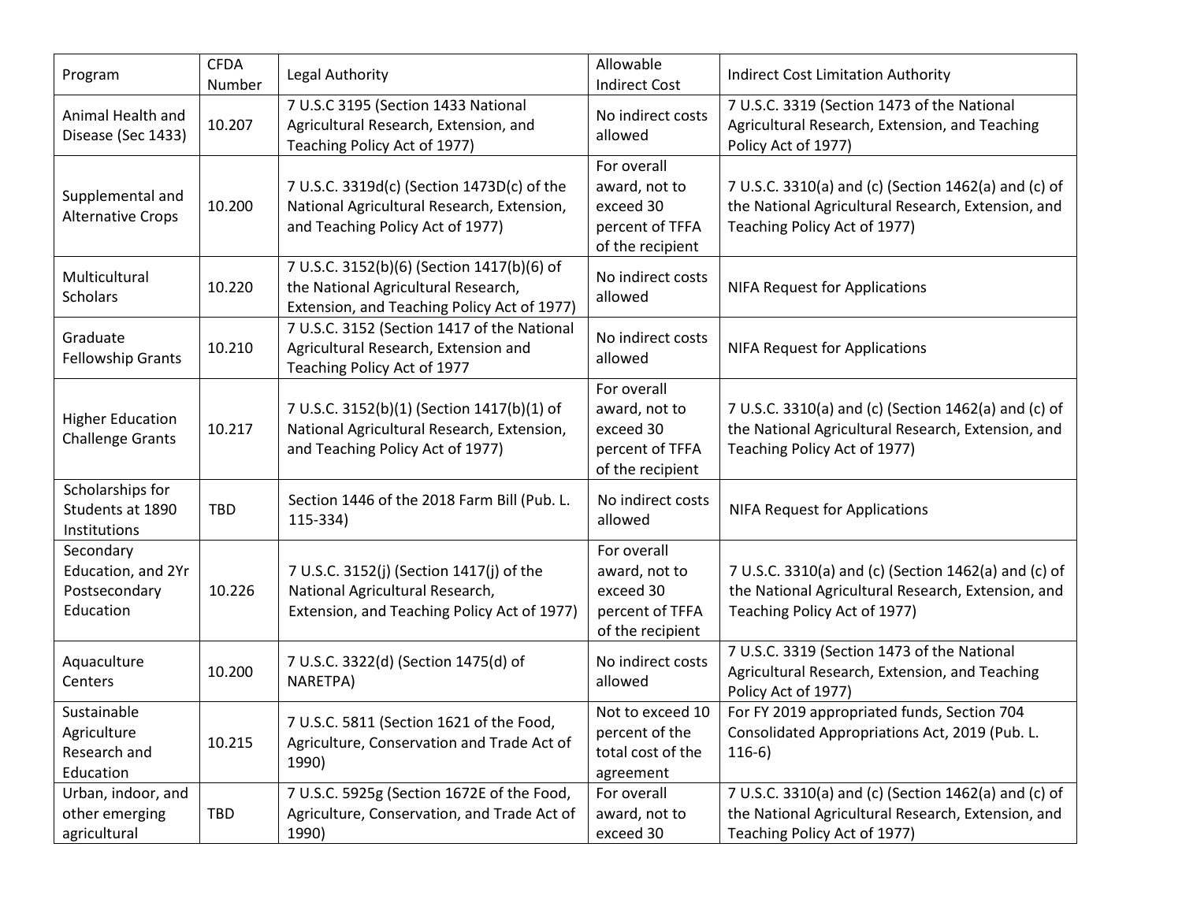| Program | CFDA Number | Legal Authority | Allowable Indirect Cost | Indirect Cost Limitation Authority |
|---|---|---|---|---|
| Animal Health and Disease (Sec 1433) | 10.207 | 7 U.S.C 3195 (Section 1433 National Agricultural Research, Extension, and Teaching Policy Act of 1977) | No indirect costs allowed | 7 U.S.C. 3319 (Section 1473 of the National Agricultural Research, Extension, and Teaching Policy Act of 1977) |
| Supplemental and Alternative Crops | 10.200 | 7 U.S.C. 3319d(c) (Section 1473D(c) of the National Agricultural Research, Extension, and Teaching Policy Act of 1977) | For overall award, not to exceed 30 percent of TFFA of the recipient | 7 U.S.C. 3310(a) and (c) (Section 1462(a) and (c) of the National Agricultural Research, Extension, and Teaching Policy Act of 1977) |
| Multicultural Scholars | 10.220 | 7 U.S.C. 3152(b)(6) (Section 1417(b)(6) of the National Agricultural Research, Extension, and Teaching Policy Act of 1977) | No indirect costs allowed | NIFA Request for Applications |
| Graduate Fellowship Grants | 10.210 | 7 U.S.C. 3152 (Section 1417 of the National Agricultural Research, Extension and Teaching Policy Act of 1977 | No indirect costs allowed | NIFA Request for Applications |
| Higher Education Challenge Grants | 10.217 | 7 U.S.C. 3152(b)(1) (Section 1417(b)(1) of National Agricultural Research, Extension, and Teaching Policy Act of 1977) | For overall award, not to exceed 30 percent of TFFA of the recipient | 7 U.S.C. 3310(a) and (c) (Section 1462(a) and (c) of the National Agricultural Research, Extension, and Teaching Policy Act of 1977) |
| Scholarships for Students at 1890 Institutions | TBD | Section 1446 of the 2018 Farm Bill (Pub. L. 115-334) | No indirect costs allowed | NIFA Request for Applications |
| Secondary Education, and 2Yr Postsecondary Education | 10.226 | 7 U.S.C. 3152(j) (Section 1417(j) of the National Agricultural Research, Extension, and Teaching Policy Act of 1977) | For overall award, not to exceed 30 percent of TFFA of the recipient | 7 U.S.C. 3310(a) and (c) (Section 1462(a) and (c) of the National Agricultural Research, Extension, and Teaching Policy Act of 1977) |
| Aquaculture Centers | 10.200 | 7 U.S.C. 3322(d) (Section 1475(d) of NARETPA) | No indirect costs allowed | 7 U.S.C. 3319 (Section 1473 of the National Agricultural Research, Extension, and Teaching Policy Act of 1977) |
| Sustainable Agriculture Research and Education | 10.215 | 7 U.S.C. 5811 (Section 1621 of the Food, Agriculture, Conservation and Trade Act of 1990) | Not to exceed 10 percent of the total cost of the agreement | For FY 2019 appropriated funds, Section 704 Consolidated Appropriations Act, 2019 (Pub. L. 116-6) |
| Urban, indoor, and other emerging agricultural | TBD | 7 U.S.C. 5925g (Section 1672E of the Food, Agriculture, Conservation, and Trade Act of 1990) | For overall award, not to exceed 30 | 7 U.S.C. 3310(a) and (c) (Section 1462(a) and (c) of the National Agricultural Research, Extension, and Teaching Policy Act of 1977) |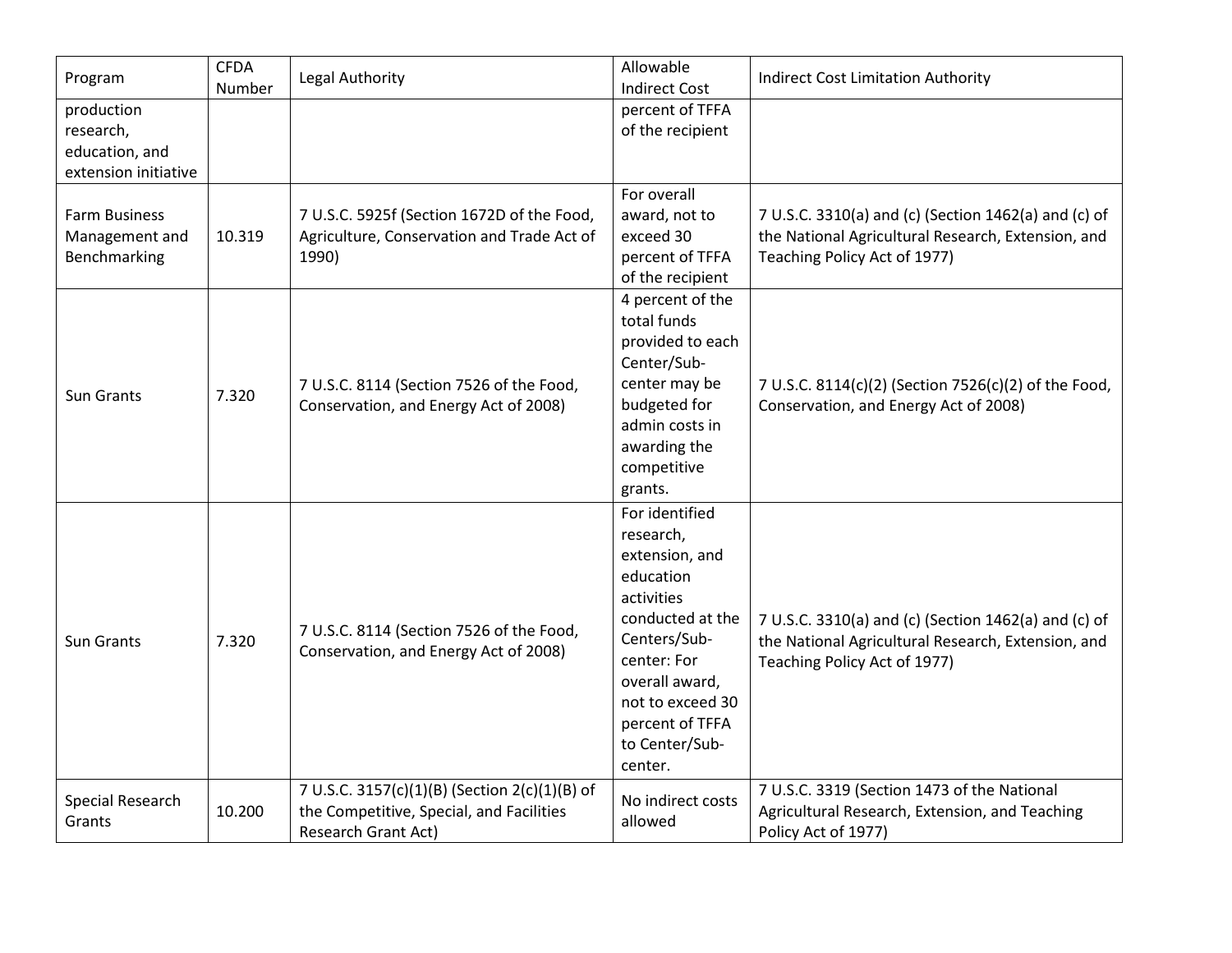| Program | CFDA Number | Legal Authority | Allowable Indirect Cost | Indirect Cost Limitation Authority |
|---|---|---|---|---|
| production research, education, and extension initiative | | | percent of TFFA of the recipient | |
| Farm Business Management and Benchmarking | 10.319 | 7 U.S.C. 5925f (Section 1672D of the Food, Agriculture, Conservation and Trade Act of 1990) | For overall award, not to exceed 30 percent of TFFA of the recipient | 7 U.S.C. 3310(a) and (c) (Section 1462(a) and (c) of the National Agricultural Research, Extension, and Teaching Policy Act of 1977) |
| Sun Grants | 7.320 | 7 U.S.C. 8114 (Section 7526 of the Food, Conservation, and Energy Act of 2008) | 4 percent of the total funds provided to each Center/Sub-center may be budgeted for admin costs in awarding the competitive grants. | 7 U.S.C. 8114(c)(2) (Section 7526(c)(2) of the Food, Conservation, and Energy Act of 2008) |
| Sun Grants | 7.320 | 7 U.S.C. 8114 (Section 7526 of the Food, Conservation, and Energy Act of 2008) | For identified research, extension, and education activities conducted at the Centers/Sub-center: For overall award, not to exceed 30 percent of TFFA to Center/Sub-center. | 7 U.S.C. 3310(a) and (c) (Section 1462(a) and (c) of the National Agricultural Research, Extension, and Teaching Policy Act of 1977) |
| Special Research Grants | 10.200 | 7 U.S.C. 3157(c)(1)(B) (Section 2(c)(1)(B) of the Competitive, Special, and Facilities Research Grant Act) | No indirect costs allowed | 7 U.S.C. 3319 (Section 1473 of the National Agricultural Research, Extension, and Teaching Policy Act of 1977) |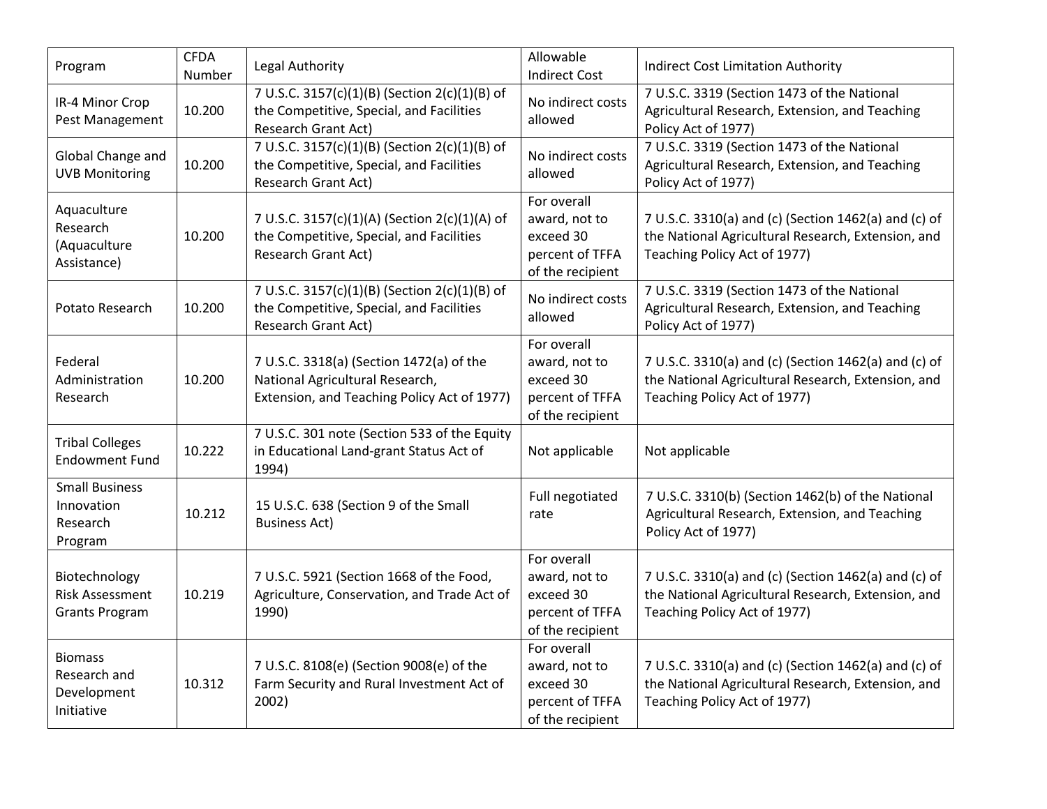| Program | CFDA Number | Legal Authority | Allowable Indirect Cost | Indirect Cost Limitation Authority |
|---|---|---|---|---|
| IR-4 Minor Crop Pest Management | 10.200 | 7 U.S.C. 3157(c)(1)(B) (Section 2(c)(1)(B) of the Competitive, Special, and Facilities Research Grant Act) | No indirect costs allowed | 7 U.S.C. 3319 (Section 1473 of the National Agricultural Research, Extension, and Teaching Policy Act of 1977) |
| Global Change and UVB Monitoring | 10.200 | 7 U.S.C. 3157(c)(1)(B) (Section 2(c)(1)(B) of the Competitive, Special, and Facilities Research Grant Act) | No indirect costs allowed | 7 U.S.C. 3319 (Section 1473 of the National Agricultural Research, Extension, and Teaching Policy Act of 1977) |
| Aquaculture Research (Aquaculture Assistance) | 10.200 | 7 U.S.C. 3157(c)(1)(A) (Section 2(c)(1)(A) of the Competitive, Special, and Facilities Research Grant Act) | For overall award, not to exceed 30 percent of TFFA of the recipient | 7 U.S.C. 3310(a) and (c) (Section 1462(a) and (c) of the National Agricultural Research, Extension, and Teaching Policy Act of 1977) |
| Potato Research | 10.200 | 7 U.S.C. 3157(c)(1)(B) (Section 2(c)(1)(B) of the Competitive, Special, and Facilities Research Grant Act) | No indirect costs allowed | 7 U.S.C. 3319 (Section 1473 of the National Agricultural Research, Extension, and Teaching Policy Act of 1977) |
| Federal Administration Research | 10.200 | 7 U.S.C. 3318(a) (Section 1472(a) of the National Agricultural Research, Extension, and Teaching Policy Act of 1977) | For overall award, not to exceed 30 percent of TFFA of the recipient | 7 U.S.C. 3310(a) and (c) (Section 1462(a) and (c) of the National Agricultural Research, Extension, and Teaching Policy Act of 1977) |
| Tribal Colleges Endowment Fund | 10.222 | 7 U.S.C. 301 note (Section 533 of the Equity in Educational Land-grant Status Act of 1994) | Not applicable | Not applicable |
| Small Business Innovation Research Program | 10.212 | 15 U.S.C. 638 (Section 9 of the Small Business Act) | Full negotiated rate | 7 U.S.C. 3310(b) (Section 1462(b) of the National Agricultural Research, Extension, and Teaching Policy Act of 1977) |
| Biotechnology Risk Assessment Grants Program | 10.219 | 7 U.S.C. 5921 (Section 1668 of the Food, Agriculture, Conservation, and Trade Act of 1990) | For overall award, not to exceed 30 percent of TFFA of the recipient | 7 U.S.C. 3310(a) and (c) (Section 1462(a) and (c) of the National Agricultural Research, Extension, and Teaching Policy Act of 1977) |
| Biomass Research and Development Initiative | 10.312 | 7 U.S.C. 8108(e) (Section 9008(e) of the Farm Security and Rural Investment Act of 2002) | For overall award, not to exceed 30 percent of TFFA of the recipient | 7 U.S.C. 3310(a) and (c) (Section 1462(a) and (c) of the National Agricultural Research, Extension, and Teaching Policy Act of 1977) |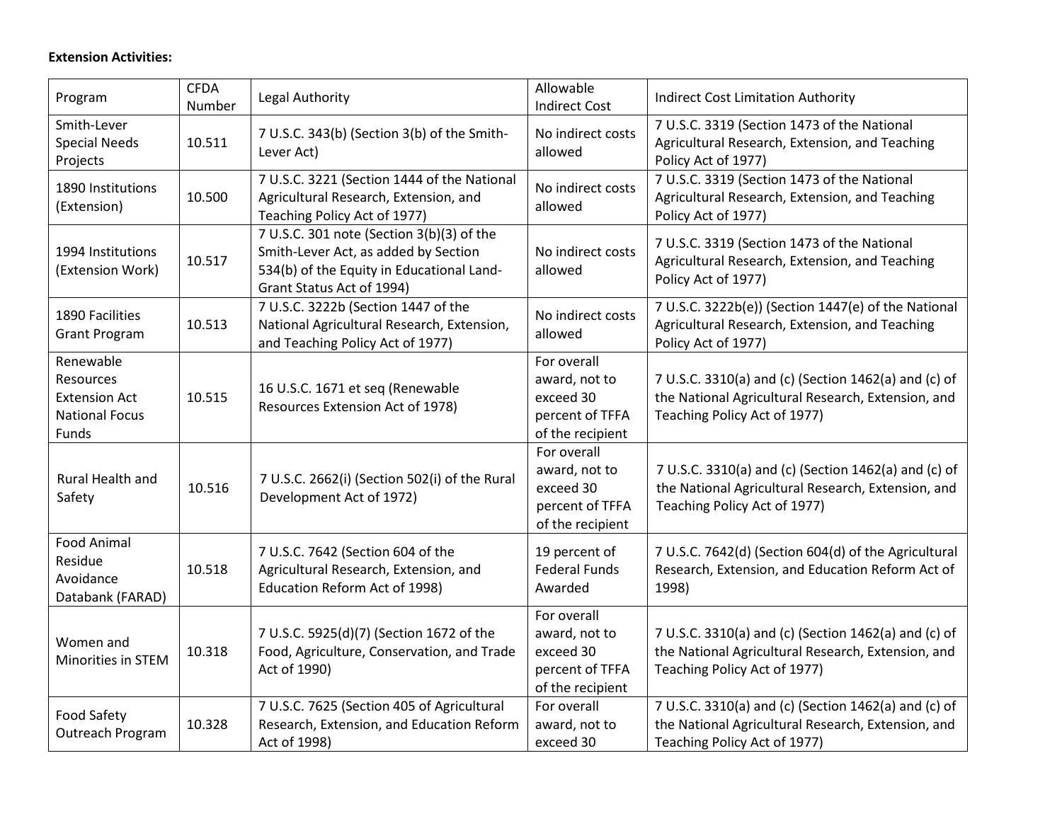**Extension Activities:**

| Program | CFDA Number | Legal Authority | Allowable Indirect Cost | Indirect Cost Limitation Authority |
|---|---|---|---|---|
| Smith-Lever Special Needs Projects | 10.511 | 7 U.S.C. 343(b) (Section 3(b) of the Smith-Lever Act) | No indirect costs allowed | 7 U.S.C. 3319 (Section 1473 of the National Agricultural Research, Extension, and Teaching Policy Act of 1977) |
| 1890 Institutions (Extension) | 10.500 | 7 U.S.C. 3221 (Section 1444 of the National Agricultural Research, Extension, and Teaching Policy Act of 1977) | No indirect costs allowed | 7 U.S.C. 3319 (Section 1473 of the National Agricultural Research, Extension, and Teaching Policy Act of 1977) |
| 1994 Institutions (Extension Work) | 10.517 | 7 U.S.C. 301 note (Section 3(b)(3) of the Smith-Lever Act, as added by Section 534(b) of the Equity in Educational Land-Grant Status Act of 1994) | No indirect costs allowed | 7 U.S.C. 3319 (Section 1473 of the National Agricultural Research, Extension, and Teaching Policy Act of 1977) |
| 1890 Facilities Grant Program | 10.513 | 7 U.S.C. 3222b (Section 1447 of the National Agricultural Research, Extension, and Teaching Policy Act of 1977) | No indirect costs allowed | 7 U.S.C. 3222b(e)) (Section 1447(e) of the National Agricultural Research, Extension, and Teaching Policy Act of 1977) |
| Renewable Resources Extension Act National Focus Funds | 10.515 | 16 U.S.C. 1671 et seq (Renewable Resources Extension Act of 1978) | For overall award, not to exceed 30 percent of TFFA of the recipient | 7 U.S.C. 3310(a) and (c) (Section 1462(a) and (c) of the National Agricultural Research, Extension, and Teaching Policy Act of 1977) |
| Rural Health and Safety | 10.516 | 7 U.S.C. 2662(i) (Section 502(i) of the Rural Development Act of 1972) | For overall award, not to exceed 30 percent of TFFA of the recipient | 7 U.S.C. 3310(a) and (c) (Section 1462(a) and (c) of the National Agricultural Research, Extension, and Teaching Policy Act of 1977) |
| Food Animal Residue Avoidance Databank (FARAD) | 10.518 | 7 U.S.C. 7642 (Section 604 of the Agricultural Research, Extension, and Education Reform Act of 1998) | 19 percent of Federal Funds Awarded | 7 U.S.C. 7642(d) (Section 604(d) of the Agricultural Research, Extension, and Education Reform Act of 1998) |
| Women and Minorities in STEM | 10.318 | 7 U.S.C. 5925(d)(7) (Section 1672 of the Food, Agriculture, Conservation, and Trade Act of 1990) | For overall award, not to exceed 30 percent of TFFA of the recipient | 7 U.S.C. 3310(a) and (c) (Section 1462(a) and (c) of the National Agricultural Research, Extension, and Teaching Policy Act of 1977) |
| Food Safety Outreach Program | 10.328 | 7 U.S.C. 7625 (Section 405 of Agricultural Research, Extension, and Education Reform Act of 1998) | For overall award, not to exceed 30 | 7 U.S.C. 3310(a) and (c) (Section 1462(a) and (c) of the National Agricultural Research, Extension, and Teaching Policy Act of 1977) |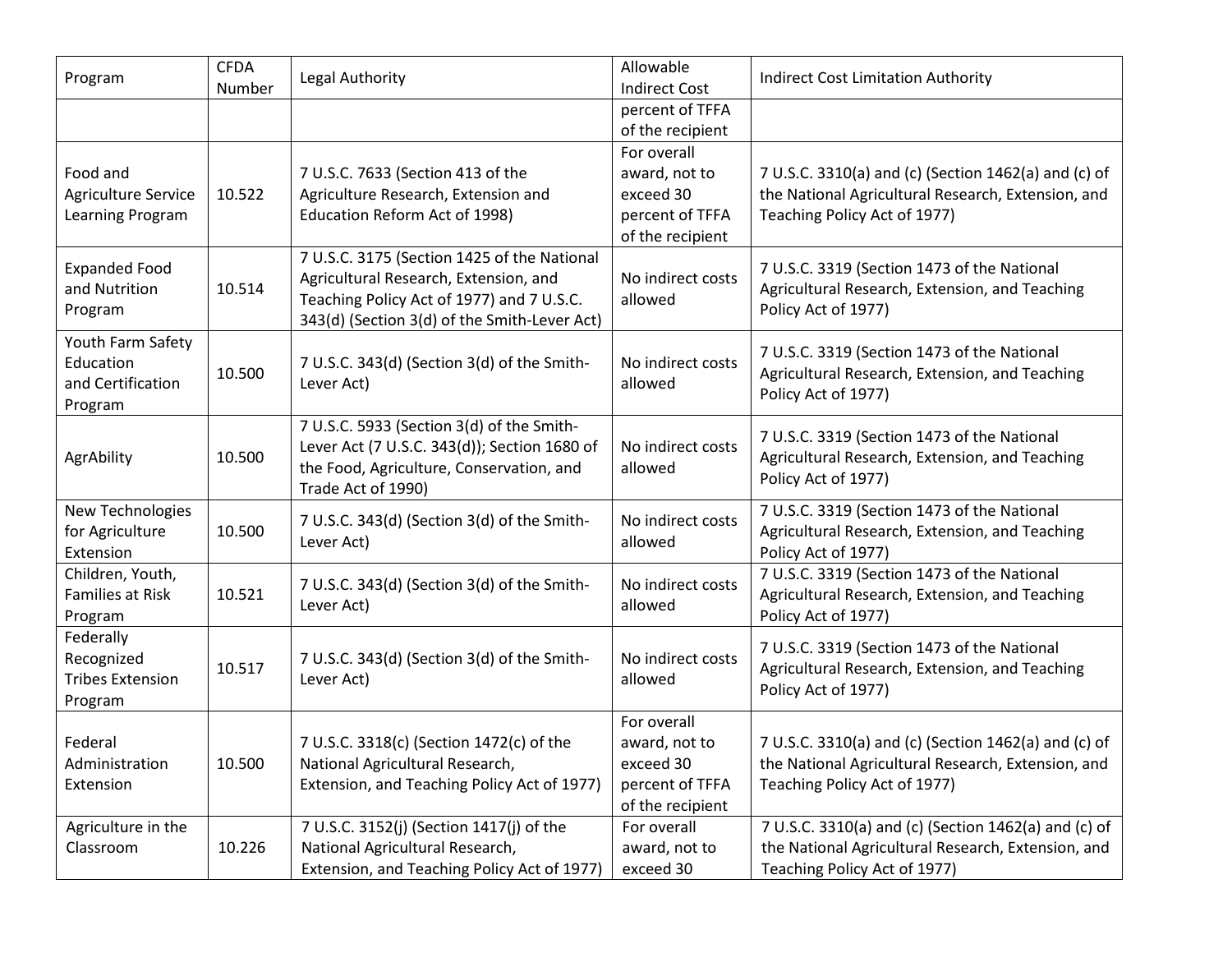| Program | CFDA Number | Legal Authority | Allowable Indirect Cost | Indirect Cost Limitation Authority |
|---|---|---|---|---|
| | | | percent of TFFA of the recipient | |
| Food and Agriculture Service Learning Program | 10.522 | 7 U.S.C. 7633 (Section 413 of the Agriculture Research, Extension and Education Reform Act of 1998) | For overall award, not to exceed 30 percent of TFFA of the recipient | 7 U.S.C. 3310(a) and (c) (Section 1462(a) and (c) of the National Agricultural Research, Extension, and Teaching Policy Act of 1977) |
| Expanded Food and Nutrition Program | 10.514 | 7 U.S.C. 3175 (Section 1425 of the National Agricultural Research, Extension, and Teaching Policy Act of 1977) and 7 U.S.C. 343(d) (Section 3(d) of the Smith-Lever Act) | No indirect costs allowed | 7 U.S.C. 3319 (Section 1473 of the National Agricultural Research, Extension, and Teaching Policy Act of 1977) |
| Youth Farm Safety Education and Certification Program | 10.500 | 7 U.S.C. 343(d) (Section 3(d) of the Smith-Lever Act) | No indirect costs allowed | 7 U.S.C. 3319 (Section 1473 of the National Agricultural Research, Extension, and Teaching Policy Act of 1977) |
| AgrAbility | 10.500 | 7 U.S.C. 5933 (Section 3(d) of the Smith-Lever Act (7 U.S.C. 343(d)); Section 1680 of the Food, Agriculture, Conservation, and Trade Act of 1990) | No indirect costs allowed | 7 U.S.C. 3319 (Section 1473 of the National Agricultural Research, Extension, and Teaching Policy Act of 1977) |
| New Technologies for Agriculture Extension | 10.500 | 7 U.S.C. 343(d) (Section 3(d) of the Smith-Lever Act) | No indirect costs allowed | 7 U.S.C. 3319 (Section 1473 of the National Agricultural Research, Extension, and Teaching Policy Act of 1977) |
| Children, Youth, Families at Risk Program | 10.521 | 7 U.S.C. 343(d) (Section 3(d) of the Smith-Lever Act) | No indirect costs allowed | 7 U.S.C. 3319 (Section 1473 of the National Agricultural Research, Extension, and Teaching Policy Act of 1977) |
| Federally Recognized Tribes Extension Program | 10.517 | 7 U.S.C. 343(d) (Section 3(d) of the Smith-Lever Act) | No indirect costs allowed | 7 U.S.C. 3319 (Section 1473 of the National Agricultural Research, Extension, and Teaching Policy Act of 1977) |
| Federal Administration Extension | 10.500 | 7 U.S.C. 3318(c) (Section 1472(c) of the National Agricultural Research, Extension, and Teaching Policy Act of 1977) | For overall award, not to exceed 30 percent of TFFA of the recipient | 7 U.S.C. 3310(a) and (c) (Section 1462(a) and (c) of the National Agricultural Research, Extension, and Teaching Policy Act of 1977) |
| Agriculture in the Classroom | 10.226 | 7 U.S.C. 3152(j) (Section 1417(j) of the National Agricultural Research, Extension, and Teaching Policy Act of 1977) | For overall award, not to exceed 30 | 7 U.S.C. 3310(a) and (c) (Section 1462(a) and (c) of the National Agricultural Research, Extension, and Teaching Policy Act of 1977) |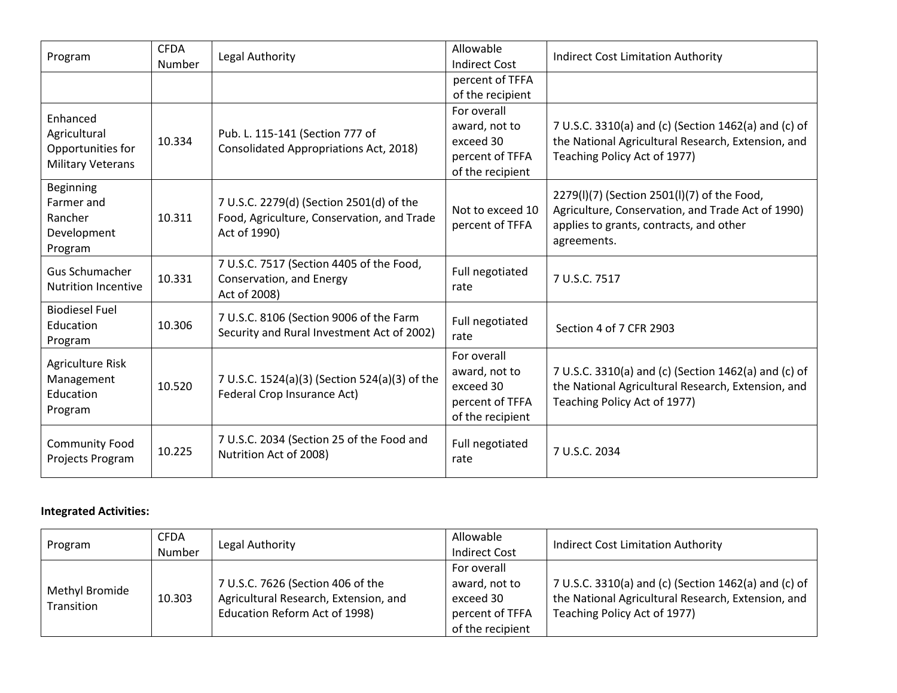| Program | CFDA Number | Legal Authority | Allowable Indirect Cost | Indirect Cost Limitation Authority |
|---|---|---|---|---|
| | | | percent of TFFA of the recipient | |
| Enhanced Agricultural Opportunities for Military Veterans | 10.334 | Pub. L. 115-141 (Section 777 of Consolidated Appropriations Act, 2018) | For overall award, not to exceed 30 percent of TFFA of the recipient | 7 U.S.C. 3310(a) and (c) (Section 1462(a) and (c) of the National Agricultural Research, Extension, and Teaching Policy Act of 1977) |
| Beginning Farmer and Rancher Development Program | 10.311 | 7 U.S.C. 2279(d) (Section 2501(d) of the Food, Agriculture, Conservation, and Trade Act of 1990) | Not to exceed 10 percent of TFFA | 2279(l)(7) (Section 2501(l)(7) of the Food, Agriculture, Conservation, and Trade Act of 1990) applies to grants, contracts, and other agreements. |
| Gus Schumacher Nutrition Incentive | 10.331 | 7 U.S.C. 7517 (Section 4405 of the Food, Conservation, and Energy Act of 2008) | Full negotiated rate | 7 U.S.C. 7517 |
| Biodiesel Fuel Education Program | 10.306 | 7 U.S.C. 8106 (Section 9006 of the Farm Security and Rural Investment Act of 2002) | Full negotiated rate | Section 4 of 7 CFR 2903 |
| Agriculture Risk Management Education Program | 10.520 | 7 U.S.C. 1524(a)(3) (Section 524(a)(3) of the Federal Crop Insurance Act) | For overall award, not to exceed 30 percent of TFFA of the recipient | 7 U.S.C. 3310(a) and (c) (Section 1462(a) and (c) of the National Agricultural Research, Extension, and Teaching Policy Act of 1977) |
| Community Food Projects Program | 10.225 | 7 U.S.C. 2034 (Section 25 of the Food and Nutrition Act of 2008) | Full negotiated rate | 7 U.S.C. 2034 |

**Integrated Activities:**

| Program | CFDA Number | Legal Authority | Allowable Indirect Cost | Indirect Cost Limitation Authority |
|---|---|---|---|---|
| Methyl Bromide Transition | 10.303 | 7 U.S.C. 7626 (Section 406 of the Agricultural Research, Extension, and Education Reform Act of 1998) | For overall award, not to exceed 30 percent of TFFA of the recipient | 7 U.S.C. 3310(a) and (c) (Section 1462(a) and (c) of the National Agricultural Research, Extension, and Teaching Policy Act of 1977) |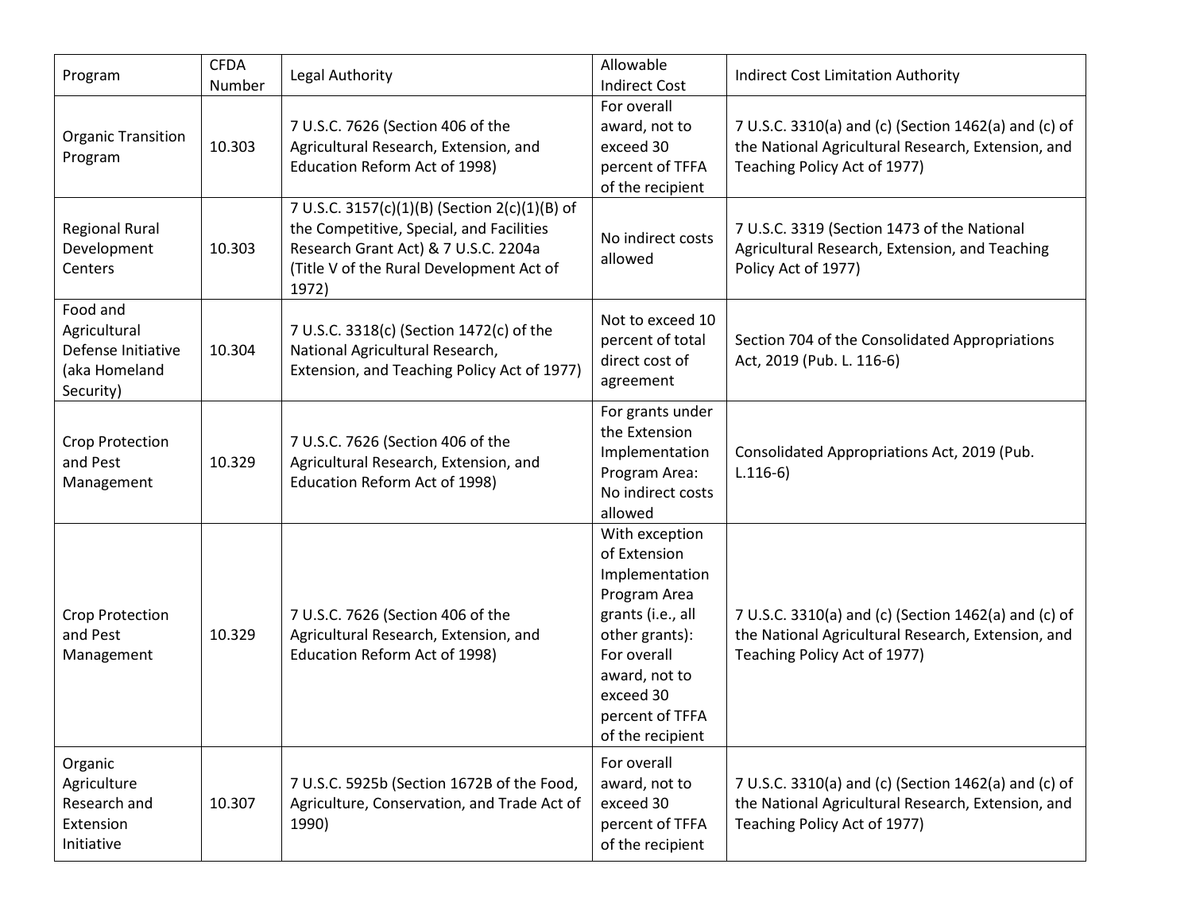| Program | CFDA Number | Legal Authority | Allowable Indirect Cost | Indirect Cost Limitation Authority |
|---|---|---|---|---|
| Organic Transition Program | 10.303 | 7 U.S.C. 7626 (Section 406 of the Agricultural Research, Extension, and Education Reform Act of 1998) | For overall award, not to exceed 30 percent of TFFA of the recipient | 7 U.S.C. 3310(a) and (c) (Section 1462(a) and (c) of the National Agricultural Research, Extension, and Teaching Policy Act of 1977) |
| Regional Rural Development Centers | 10.303 | 7 U.S.C. 3157(c)(1)(B) (Section 2(c)(1)(B) of the Competitive, Special, and Facilities Research Grant Act) & 7 U.S.C. 2204a (Title V of the Rural Development Act of 1972) | No indirect costs allowed | 7 U.S.C. 3319 (Section 1473 of the National Agricultural Research, Extension, and Teaching Policy Act of 1977) |
| Food and Agricultural Defense Initiative (aka Homeland Security) | 10.304 | 7 U.S.C. 3318(c) (Section 1472(c) of the National Agricultural Research, Extension, and Teaching Policy Act of 1977) | Not to exceed 10 percent of total direct cost of agreement | Section 704 of the Consolidated Appropriations Act, 2019 (Pub. L. 116-6) |
| Crop Protection and Pest Management | 10.329 | 7 U.S.C. 7626 (Section 406 of the Agricultural Research, Extension, and Education Reform Act of 1998) | For grants under the Extension Implementation Program Area: No indirect costs allowed | Consolidated Appropriations Act, 2019 (Pub. L.116-6) |
| Crop Protection and Pest Management | 10.329 | 7 U.S.C. 7626 (Section 406 of the Agricultural Research, Extension, and Education Reform Act of 1998) | With exception of Extension Implementation Program Area grants (i.e., all other grants): For overall award, not to exceed 30 percent of TFFA of the recipient | 7 U.S.C. 3310(a) and (c) (Section 1462(a) and (c) of the National Agricultural Research, Extension, and Teaching Policy Act of 1977) |
| Organic Agriculture Research and Extension Initiative | 10.307 | 7 U.S.C. 5925b (Section 1672B of the Food, Agriculture, Conservation, and Trade Act of 1990) | For overall award, not to exceed 30 percent of TFFA of the recipient | 7 U.S.C. 3310(a) and (c) (Section 1462(a) and (c) of the National Agricultural Research, Extension, and Teaching Policy Act of 1977) |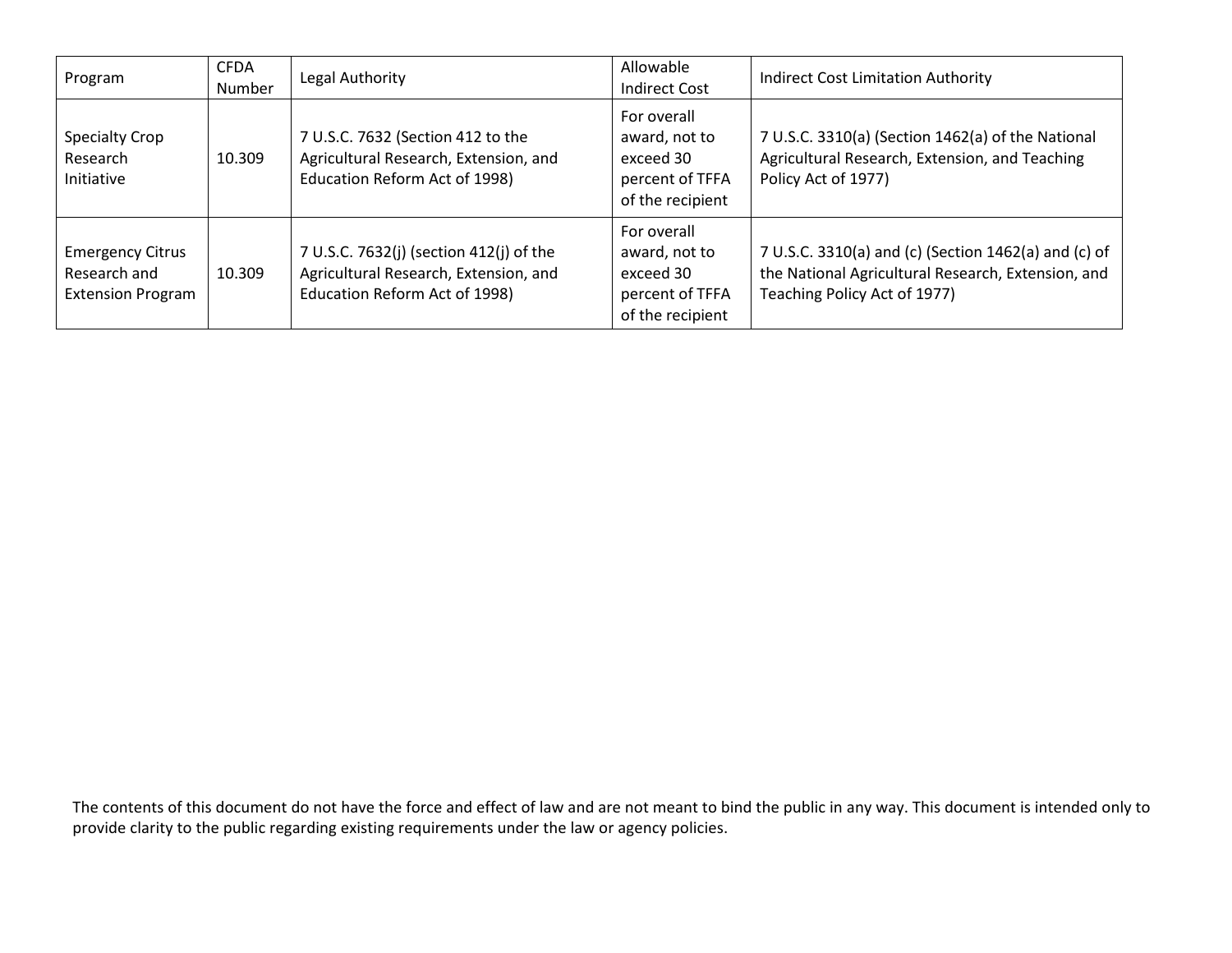| Program | CFDA Number | Legal Authority | Allowable Indirect Cost | Indirect Cost Limitation Authority |
|---|---|---|---|---|
| Specialty Crop Research Initiative | 10.309 | 7 U.S.C. 7632 (Section 412 to the Agricultural Research, Extension, and Education Reform Act of 1998) | For overall award, not to exceed 30 percent of TFFA of the recipient | 7 U.S.C. 3310(a) (Section 1462(a) of the National Agricultural Research, Extension, and Teaching Policy Act of 1977) |
| Emergency Citrus Research and Extension Program | 10.309 | 7 U.S.C. 7632(j) (section 412(j) of the Agricultural Research, Extension, and Education Reform Act of 1998) | For overall award, not to exceed 30 percent of TFFA of the recipient | 7 U.S.C. 3310(a) and (c) (Section 1462(a) and (c) of the National Agricultural Research, Extension, and Teaching Policy Act of 1977) |

The contents of this document do not have the force and effect of law and are not meant to bind the public in any way. This document is intended only to provide clarity to the public regarding existing requirements under the law or agency policies.